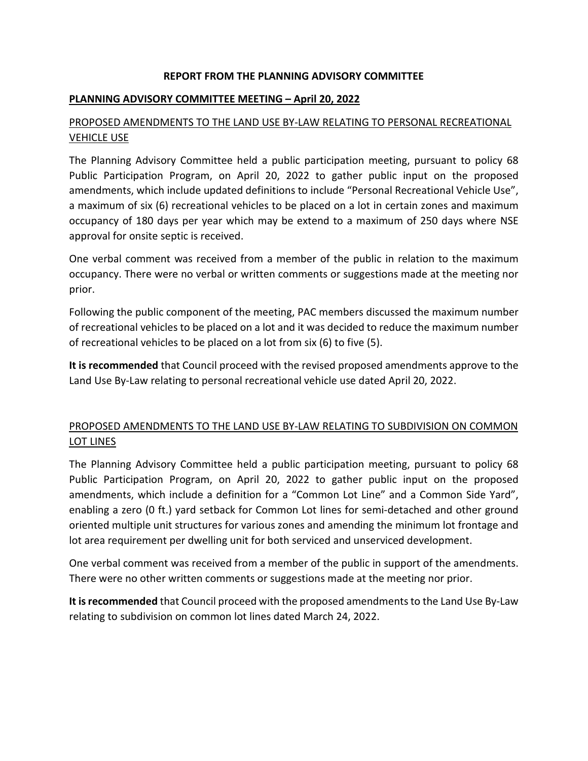# REPORT FROM THE PLANNING ADVISORY COMMITTEE

## PLANNING ADVISORY COMMITTEE MEETING – April 20, 2022

### PROPOSED AMENDMENTS TO THE LAND USE BY-LAW RELATING TO PERSONAL RECREATIONAL VEHICLE USE

The Planning Advisory Committee held a public participation meeting, pursuant to policy 68 Public Participation Program, on April 20, 2022 to gather public input on the proposed amendments, which include updated definitions to include "Personal Recreational Vehicle Use", a maximum of six (6) recreational vehicles to be placed on a lot in certain zones and maximum occupancy of 180 days per year which may be extend to a maximum of 250 days where NSE approval for onsite septic is received.

One verbal comment was received from a member of the public in relation to the maximum occupancy. There were no verbal or written comments or suggestions made at the meeting nor prior.

Following the public component of the meeting, PAC members discussed the maximum number of recreational vehicles to be placed on a lot and it was decided to reduce the maximum number of recreational vehicles to be placed on a lot from six (6) to five (5).

**It is recommended** that Council proceed with the revised proposed amendments approve to the Land Use By-Law relating to personal recreational vehicle use dated April 20, 2022.

### PROPOSED AMENDMENTS TO THE LAND USE BY-LAW RELATING TO SUBDIVISION ON COMMON LOT LINES

The Planning Advisory Committee held a public participation meeting, pursuant to policy 68 Public Participation Program, on April 20, 2022 to gather public input on the proposed amendments, which include a definition for a "Common Lot Line" and a Common Side Yard", enabling a zero (0 ft.) yard setback for Common Lot lines for semi-detached and other ground oriented multiple unit structures for various zones and amending the minimum lot frontage and lot area requirement per dwelling unit for both serviced and unserviced development.

One verbal comment was received from a member of the public in support of the amendments. There were no other written comments or suggestions made at the meeting nor prior.

**It is recommended** that Council proceed with the proposed amendments to the Land Use By-Law relating to subdivision on common lot lines dated March 24, 2022.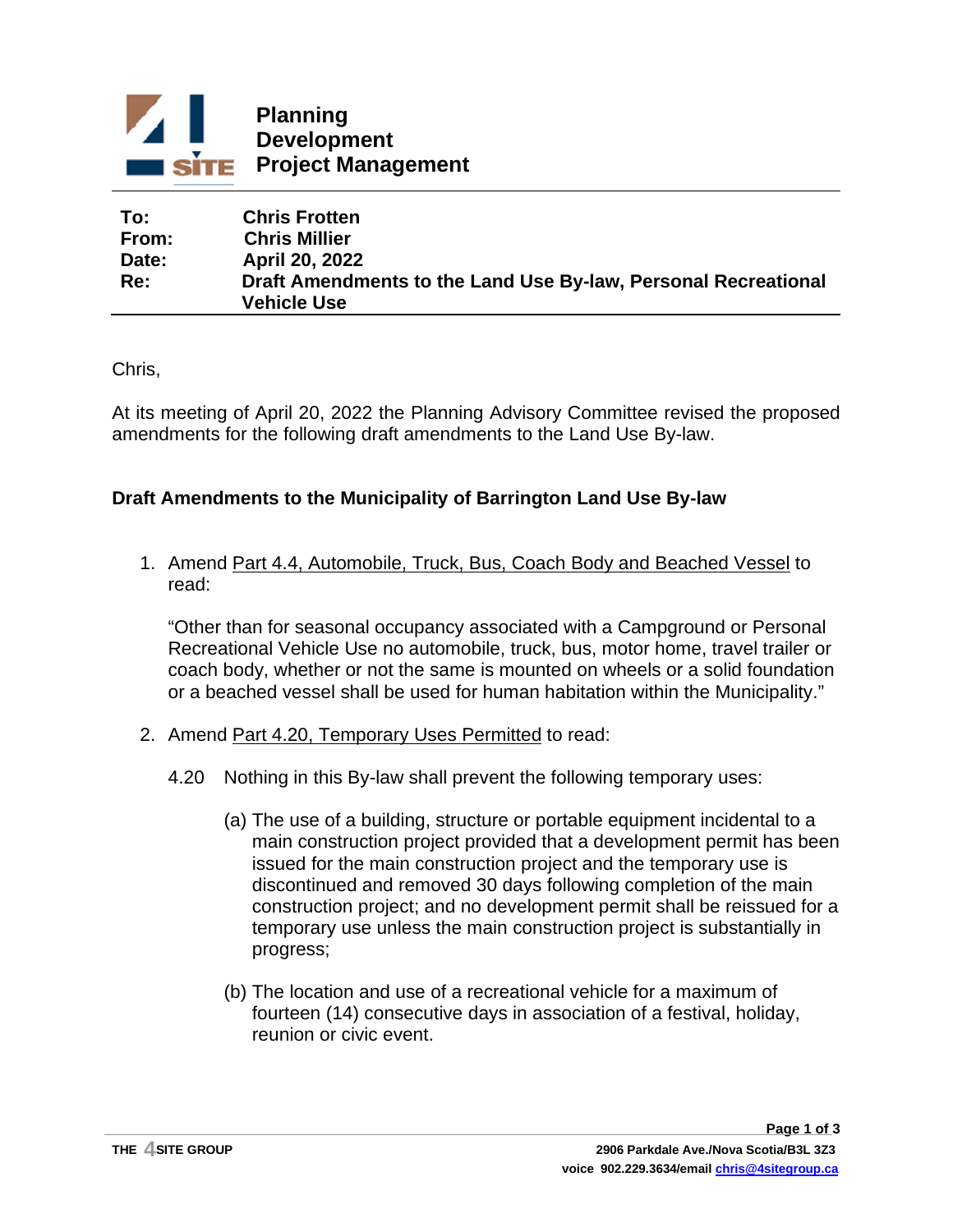Planning
Development
Project Management

| | |
|---|---|
| **To:** | **Chris Frotten** |
| **From:** | **Chris Millier** |
| **Date:** | **April 20, 2022** |
| **Re:** | **Draft Amendments to the Land Use By-law, Personal Recreational Vehicle Use** |

Chris,

At its meeting of April 20, 2022 the Planning Advisory Committee revised the proposed amendments for the following draft amendments to the Land Use By-law.

### Draft Amendments to the Municipality of Barrington Land Use By-law

1. Amend Part 4.4, Automobile, Truck, Bus, Coach Body and Beached Vessel to read:

   "Other than for seasonal occupancy associated with a Campground or Personal Recreational Vehicle Use no automobile, truck, bus, motor home, travel trailer or coach body, whether or not the same is mounted on wheels or a solid foundation or a beached vessel shall be used for human habitation within the Municipality."

2. Amend Part 4.20, Temporary Uses Permitted to read:

   4.20 Nothing in this By-law shall prevent the following temporary uses:

   (a) The use of a building, structure or portable equipment incidental to a main construction project provided that a development permit has been issued for the main construction project and the temporary use is discontinued and removed 30 days following completion of the main construction project; and no development permit shall be reissued for a temporary use unless the main construction project is substantially in progress;

   (b) The location and use of a recreational vehicle for a maximum of fourteen (14) consecutive days in association of a festival, holiday, reunion or civic event.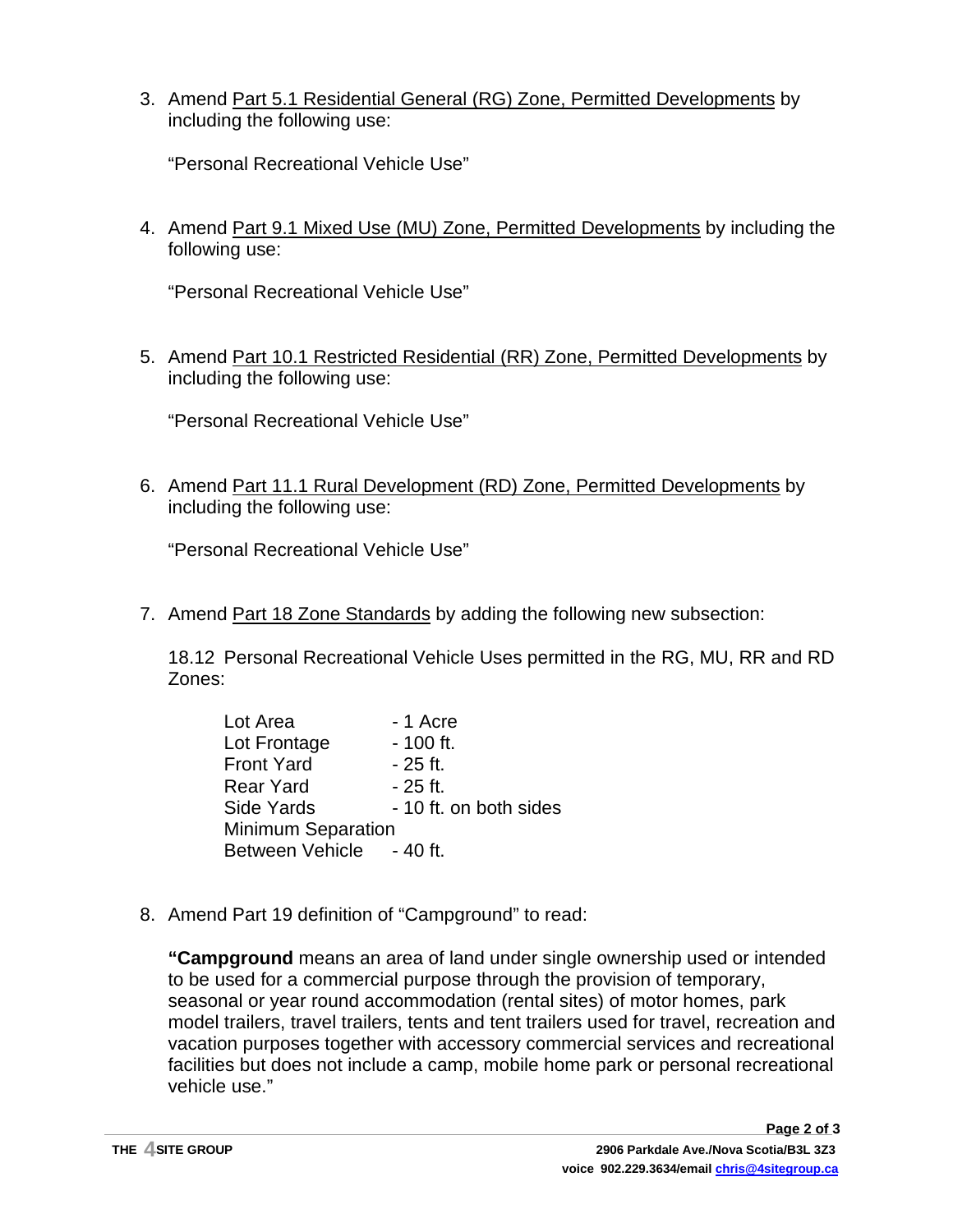3. Amend Part 5.1 Residential General (RG) Zone, Permitted Developments by including the following use:

   "Personal Recreational Vehicle Use"

4. Amend Part 9.1 Mixed Use (MU) Zone, Permitted Developments by including the following use:

   "Personal Recreational Vehicle Use"

5. Amend Part 10.1 Restricted Residential (RR) Zone, Permitted Developments by including the following use:

   "Personal Recreational Vehicle Use"

6. Amend Part 11.1 Rural Development (RD) Zone, Permitted Developments by including the following use:

   "Personal Recreational Vehicle Use"

7. Amend Part 18 Zone Standards by adding the following new subsection:

   18.12 Personal Recreational Vehicle Uses permitted in the RG, MU, RR and RD Zones:

   | | |
   |---|---|
   | Lot Area | - 1 Acre |
   | Lot Frontage | - 100 ft. |
   | Front Yard | - 25 ft. |
   | Rear Yard | - 25 ft. |
   | Side Yards | - 10 ft. on both sides |
   | Minimum Separation Between Vehicle | - 40 ft. |

8. Amend Part 19 definition of "Campground" to read:

   **"Campground** means an area of land under single ownership used or intended to be used for a commercial purpose through the provision of temporary, seasonal or year round accommodation (rental sites) of motor homes, park model trailers, travel trailers, tents and tent trailers used for travel, recreation and vacation purposes together with accessory commercial services and recreational facilities but does not include a camp, mobile home park or personal recreational vehicle use."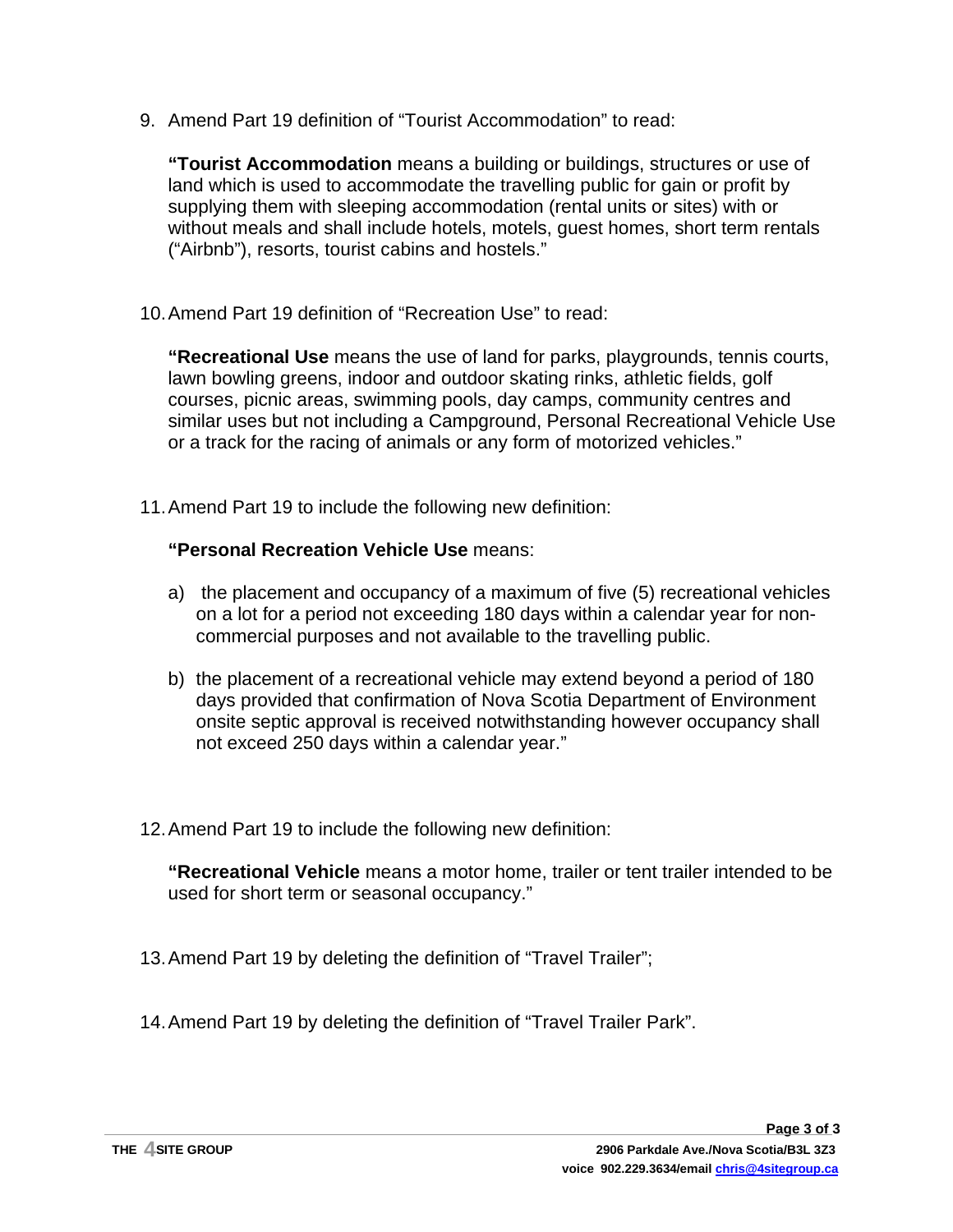9. Amend Part 19 definition of “Tourist Accommodation” to read:

   **“Tourist Accommodation** means a building or buildings, structures or use of land which is used to accommodate the travelling public for gain or profit by supplying them with sleeping accommodation (rental units or sites) with or without meals and shall include hotels, motels, guest homes, short term rentals (“Airbnb”), resorts, tourist cabins and hostels.”

10. Amend Part 19 definition of “Recreation Use” to read:

    **“Recreational Use** means the use of land for parks, playgrounds, tennis courts, lawn bowling greens, indoor and outdoor skating rinks, athletic fields, golf courses, picnic areas, swimming pools, day camps, community centres and similar uses but not including a Campground, Personal Recreational Vehicle Use or a track for the racing of animals or any form of motorized vehicles.”

11. Amend Part 19 to include the following new definition:

    **“Personal Recreation Vehicle Use** means:

    a) the placement and occupancy of a maximum of five (5) recreational vehicles on a lot for a period not exceeding 180 days within a calendar year for non-commercial purposes and not available to the travelling public.

    b) the placement of a recreational vehicle may extend beyond a period of 180 days provided that confirmation of Nova Scotia Department of Environment onsite septic approval is received notwithstanding however occupancy shall not exceed 250 days within a calendar year.”

12. Amend Part 19 to include the following new definition:

    **“Recreational Vehicle** means a motor home, trailer or tent trailer intended to be used for short term or seasonal occupancy.”

13. Amend Part 19 by deleting the definition of “Travel Trailer”;

14. Amend Part 19 by deleting the definition of “Travel Trailer Park”.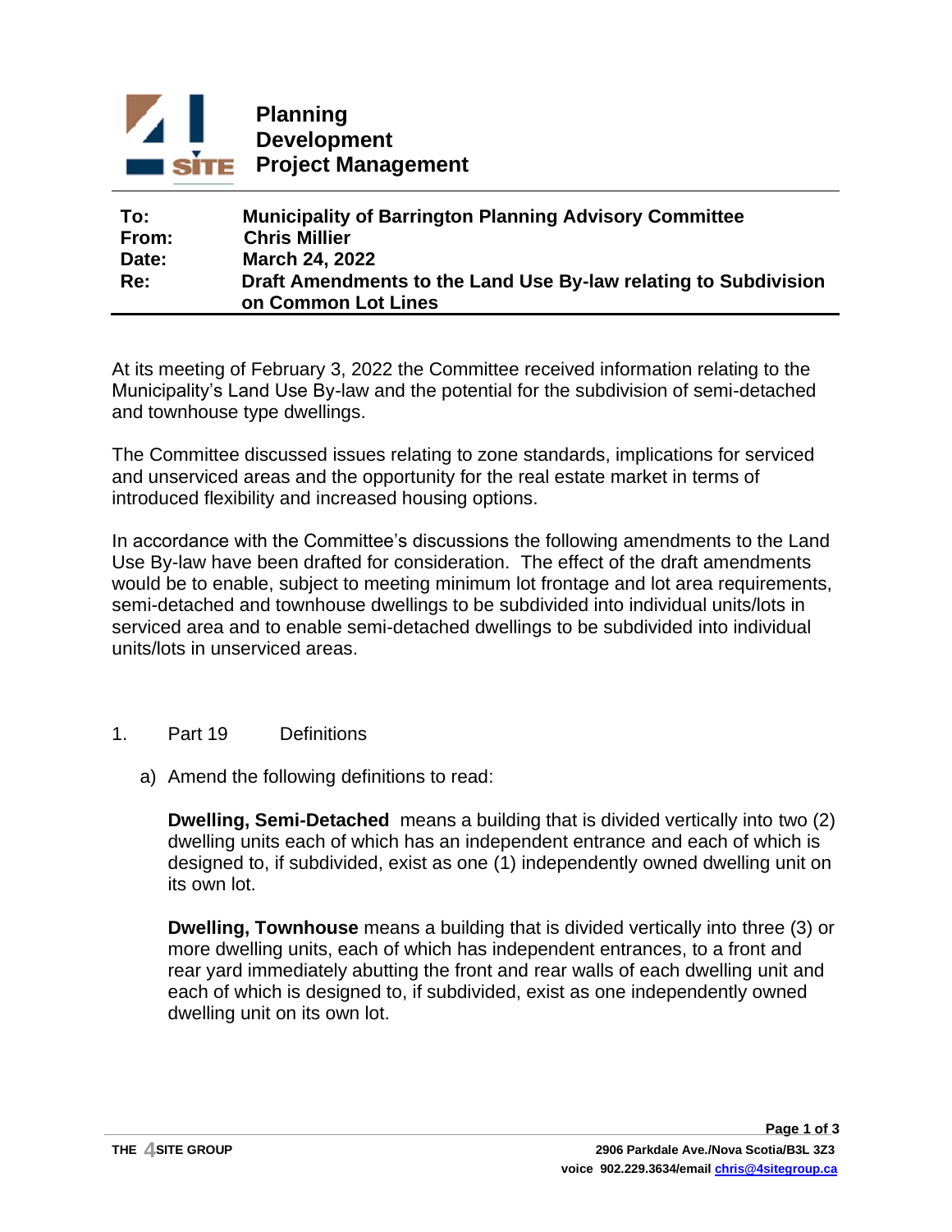**Planning**
**Development**
**Project Management**

| | |
|---|---|
| **To:** | **Municipality of Barrington Planning Advisory Committee** |
| **From:** | **Chris Millier** |
| **Date:** | **March 24, 2022** |
| **Re:** | **Draft Amendments to the Land Use By-law relating to Subdivision on Common Lot Lines** |

At its meeting of February 3, 2022 the Committee received information relating to the Municipality's Land Use By-law and the potential for the subdivision of semi-detached and townhouse type dwellings.

The Committee discussed issues relating to zone standards, implications for serviced and unserviced areas and the opportunity for the real estate market in terms of introduced flexibility and increased housing options.

In accordance with the Committee's discussions the following amendments to the Land Use By-law have been drafted for consideration. The effect of the draft amendments would be to enable, subject to meeting minimum lot frontage and lot area requirements, semi-detached and townhouse dwellings to be subdivided into individual units/lots in serviced area and to enable semi-detached dwellings to be subdivided into individual units/lots in unserviced areas.

1. Part 19 Definitions

   a) Amend the following definitions to read:

      **Dwelling, Semi-Detached** means a building that is divided vertically into two (2) dwelling units each of which has an independent entrance and each of which is designed to, if subdivided, exist as one (1) independently owned dwelling unit on its own lot.

      **Dwelling, Townhouse** means a building that is divided vertically into three (3) or more dwelling units, each of which has independent entrances, to a front and rear yard immediately abutting the front and rear walls of each dwelling unit and each of which is designed to, if subdivided, exist as one independently owned dwelling unit on its own lot.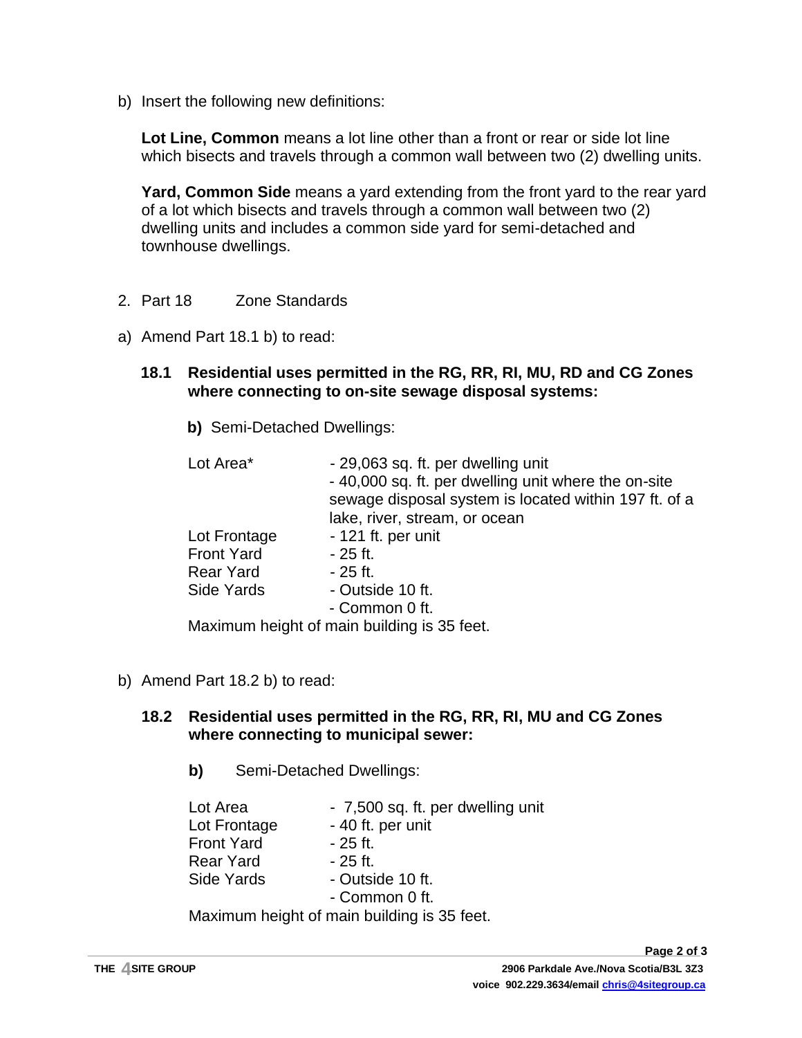b) Insert the following new definitions:

**Lot Line, Common** means a lot line other than a front or rear or side lot line which bisects and travels through a common wall between two (2) dwelling units.

**Yard, Common Side** means a yard extending from the front yard to the rear yard of a lot which bisects and travels through a common wall between two (2) dwelling units and includes a common side yard for semi-detached and townhouse dwellings.

2. Part 18 Zone Standards

a) Amend Part 18.1 b) to read:

**18.1 Residential uses permitted in the RG, RR, RI, MU, RD and CG Zones where connecting to on-site sewage disposal systems:**

**b)** Semi-Detached Dwellings:

| | |
|---|---|
| Lot Area* | - 29,063 sq. ft. per dwelling unit<br>- 40,000 sq. ft. per dwelling unit where the on-site sewage disposal system is located within 197 ft. of a lake, river, stream, or ocean |
| Lot Frontage | - 121 ft. per unit |
| Front Yard | - 25 ft. |
| Rear Yard | - 25 ft. |
| Side Yards | - Outside 10 ft.<br>- Common 0 ft. |

Maximum height of main building is 35 feet.

b) Amend Part 18.2 b) to read:

**18.2 Residential uses permitted in the RG, RR, RI, MU and CG Zones where connecting to municipal sewer:**

**b)** Semi-Detached Dwellings:

| | |
|---|---|
| Lot Area | - 7,500 sq. ft. per dwelling unit |
| Lot Frontage | - 40 ft. per unit |
| Front Yard | - 25 ft. |
| Rear Yard | - 25 ft. |
| Side Yards | - Outside 10 ft.<br>- Common 0 ft. |

Maximum height of main building is 35 feet.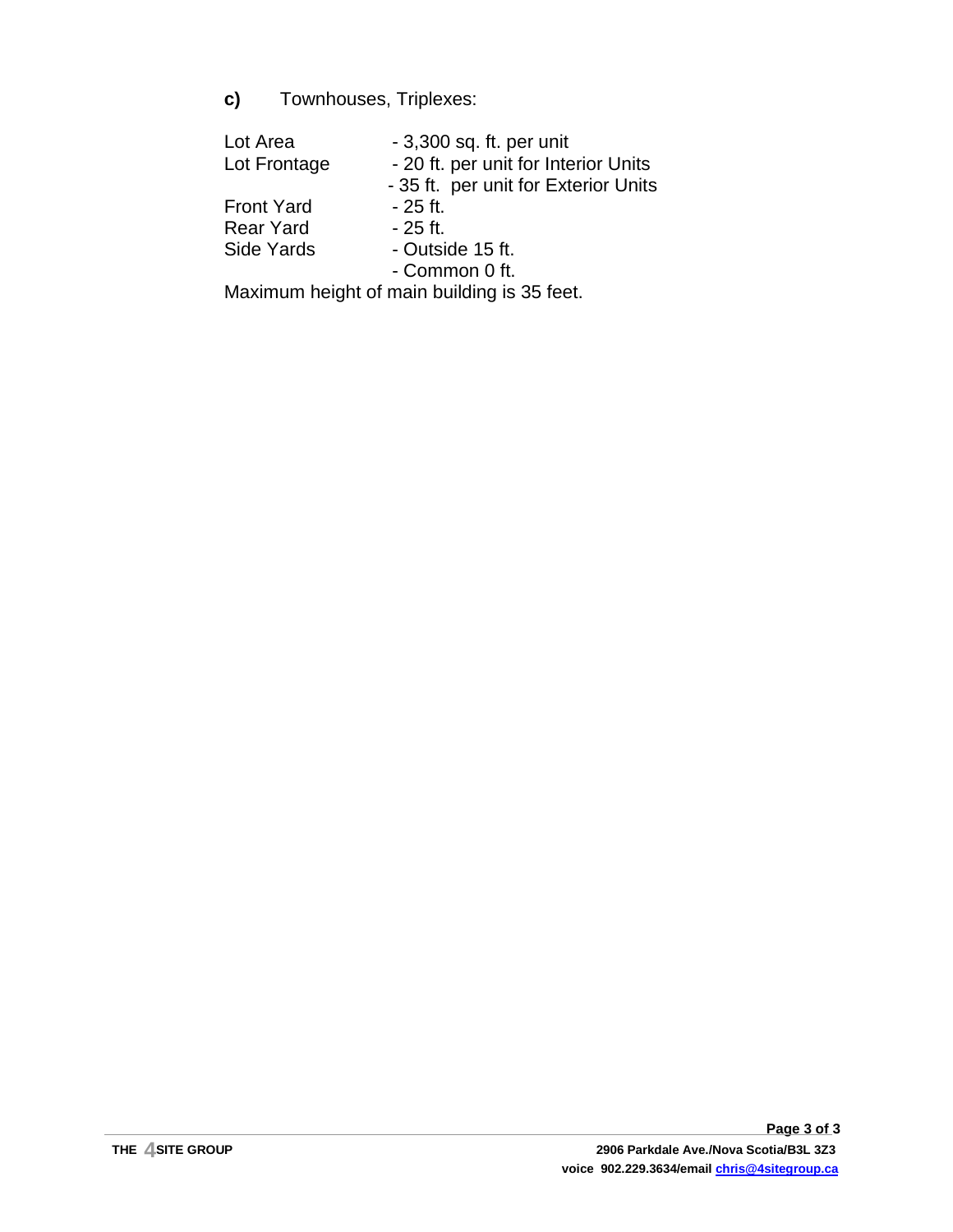**c)** Townhouses, Triplexes:

| | |
|---|---|
| Lot Area | - 3,300 sq. ft. per unit |
| Lot Frontage | - 20 ft. per unit for Interior Units |
| | - 35 ft. per unit for Exterior Units |
| Front Yard | - 25 ft. |
| Rear Yard | - 25 ft. |
| Side Yards | - Outside 15 ft. |
| | - Common 0 ft. |

Maximum height of main building is 35 feet.